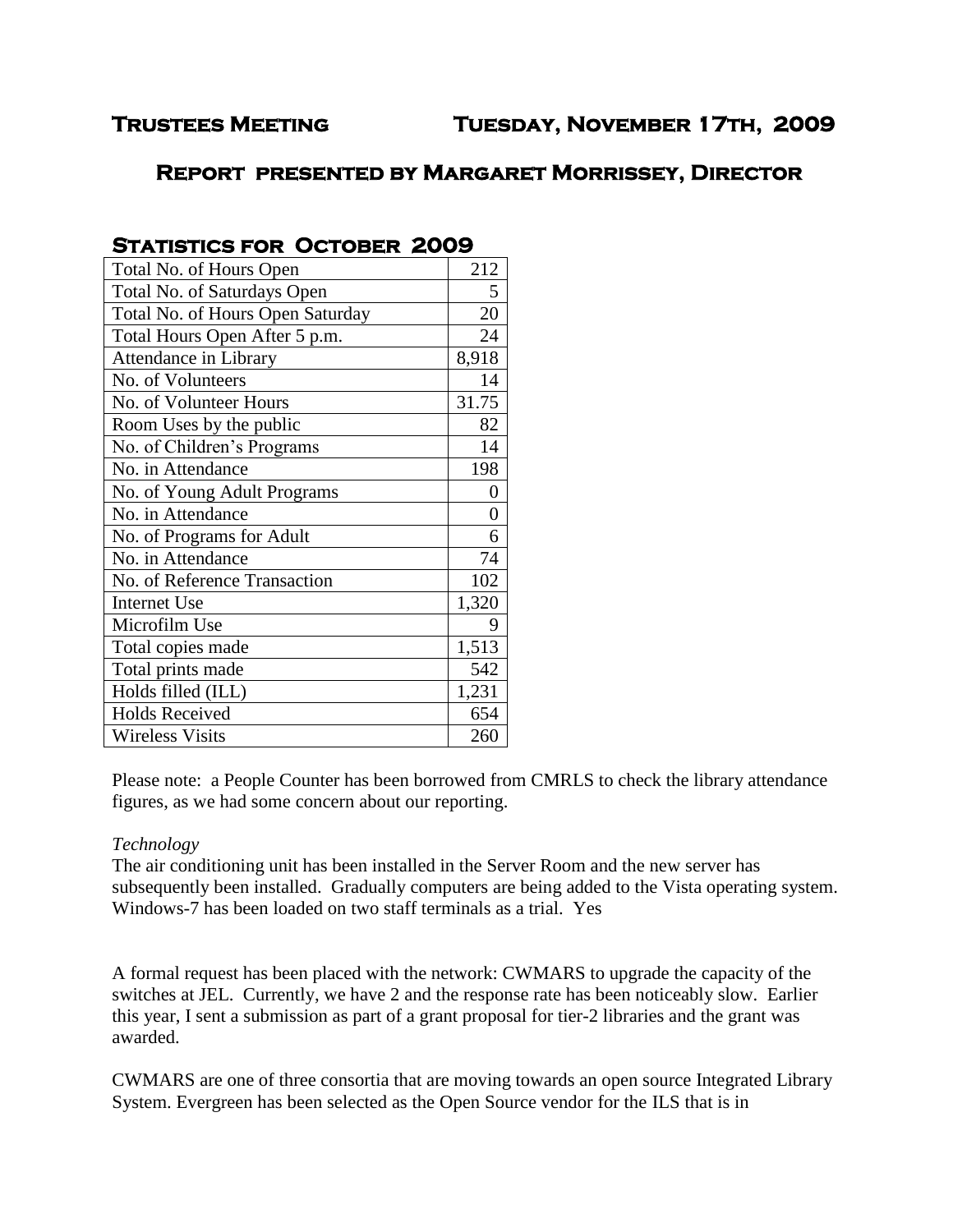# Trustees Meeting Tuesday, November 17th, 2009

## Report presented by Margaret Morrissey, Director

### Statistics for October 2009

| | |
|---|---|
| Total No. of Hours Open | 212 |
| Total No. of Saturdays Open | 5 |
| Total No. of Hours Open Saturday | 20 |
| Total Hours Open After 5 p.m. | 24 |
| Attendance in Library | 8,918 |
| No. of Volunteers | 14 |
| No. of Volunteer Hours | 31.75 |
| Room Uses by the public | 82 |
| No. of Children's Programs | 14 |
| No. in Attendance | 198 |
| No. of Young Adult Programs | 0 |
| No. in Attendance | 0 |
| No. of Programs for Adult | 6 |
| No. in Attendance | 74 |
| No. of Reference Transaction | 102 |
| Internet Use | 1,320 |
| Microfilm Use | 9 |
| Total copies made | 1,513 |
| Total prints made | 542 |
| Holds filled (ILL) | 1,231 |
| Holds Received | 654 |
| Wireless Visits | 260 |

Please note: a People Counter has been borrowed from CMRLS to check the library attendance figures, as we had some concern about our reporting.

*Technology*

The air conditioning unit has been installed in the Server Room and the new server has subsequently been installed. Gradually computers are being added to the Vista operating system. Windows-7 has been loaded on two staff terminals as a trial. Yes

A formal request has been placed with the network: CWMARS to upgrade the capacity of the switches at JEL. Currently, we have 2 and the response rate has been noticeably slow. Earlier this year, I sent a submission as part of a grant proposal for tier-2 libraries and the grant was awarded.

CWMARS are one of three consortia that are moving towards an open source Integrated Library System. Evergreen has been selected as the Open Source vendor for the ILS that is in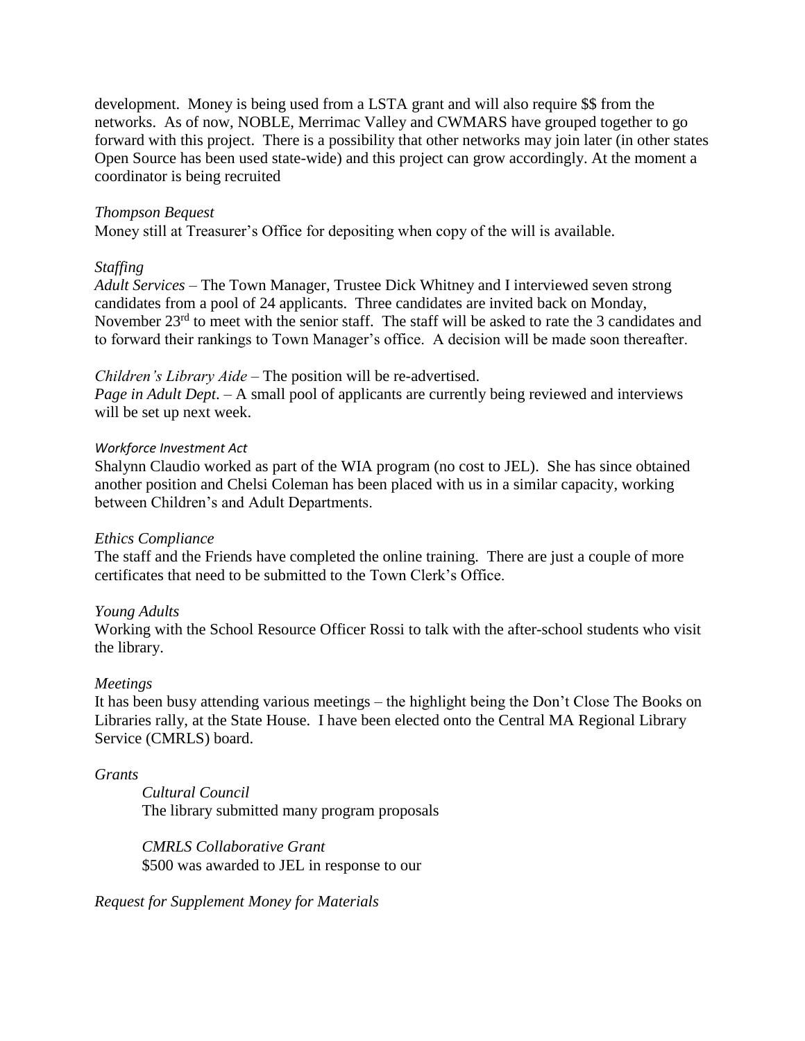development. Money is being used from a LSTA grant and will also require $$ from the networks. As of now, NOBLE, Merrimac Valley and CWMARS have grouped together to go forward with this project. There is a possibility that other networks may join later (in other states Open Source has been used state-wide) and this project can grow accordingly. At the moment a coordinator is being recruited

*Thompson Bequest*

Money still at Treasurer's Office for depositing when copy of the will is available.

*Staffing*

*Adult Services* – The Town Manager, Trustee Dick Whitney and I interviewed seven strong candidates from a pool of 24 applicants. Three candidates are invited back on Monday, November 23rd to meet with the senior staff. The staff will be asked to rate the 3 candidates and to forward their rankings to Town Manager's office. A decision will be made soon thereafter.

*Children's Library Aide* – The position will be re-advertised.

*Page in Adult Dept.* – A small pool of applicants are currently being reviewed and interviews will be set up next week.

*Workforce Investment Act*

Shalynn Claudio worked as part of the WIA program (no cost to JEL). She has since obtained another position and Chelsi Coleman has been placed with us in a similar capacity, working between Children's and Adult Departments.

*Ethics Compliance*

The staff and the Friends have completed the online training. There are just a couple of more certificates that need to be submitted to the Town Clerk's Office.

*Young Adults*

Working with the School Resource Officer Rossi to talk with the after-school students who visit the library.

*Meetings*

It has been busy attending various meetings – the highlight being the Don't Close The Books on Libraries rally, at the State House. I have been elected onto the Central MA Regional Library Service (CMRLS) board.

*Grants*

> *Cultural Council*
>
> The library submitted many program proposals
>
> *CMRLS Collaborative Grant*
>
> $500 was awarded to JEL in response to our

*Request for Supplement Money for Materials*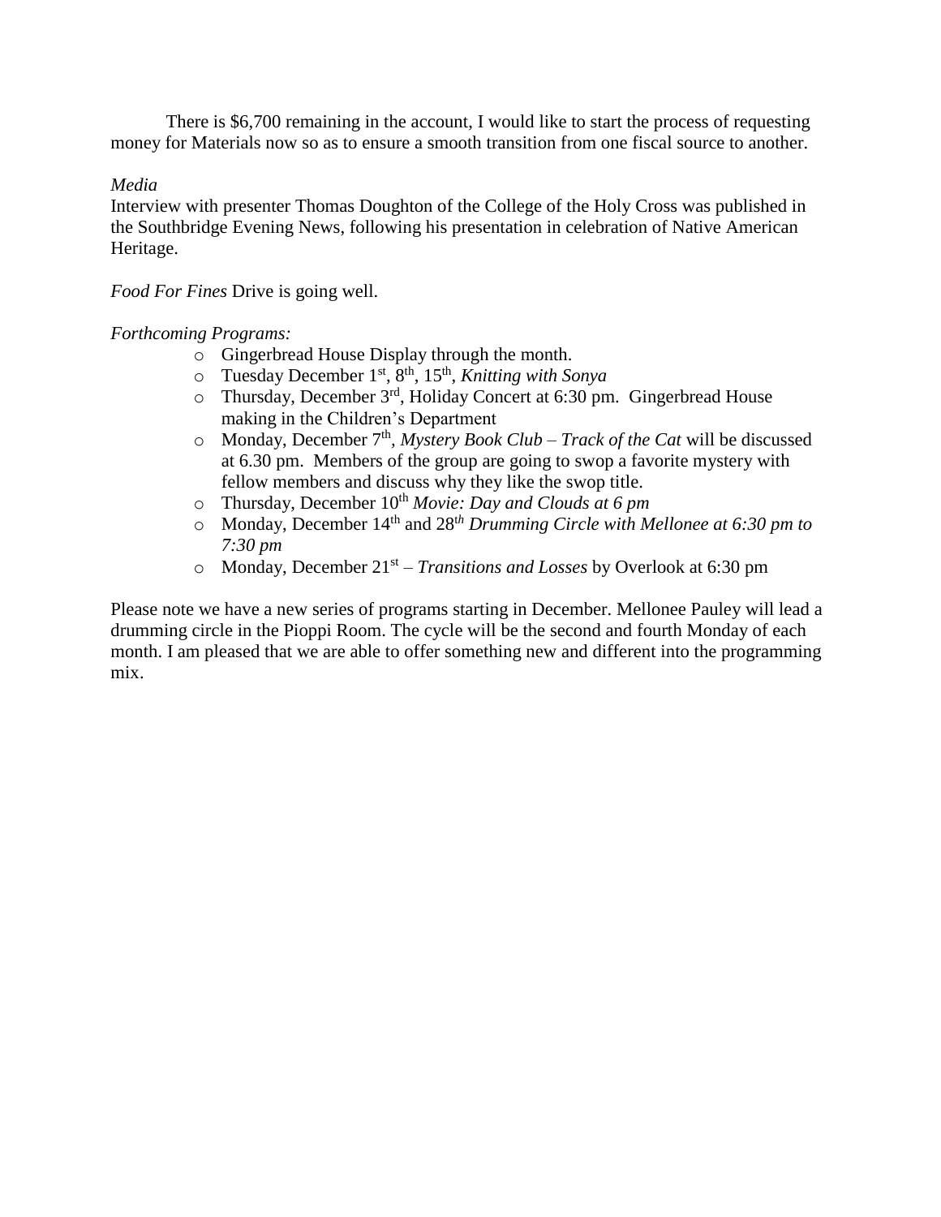There is $6,700 remaining in the account, I would like to start the process of requesting money for Materials now so as to ensure a smooth transition from one fiscal source to another.

*Media*
Interview with presenter Thomas Doughton of the College of the Holy Cross was published in the Southbridge Evening News, following his presentation in celebration of Native American Heritage.

*Food For Fines* Drive is going well.

*Forthcoming Programs:*

- Gingerbread House Display through the month.
- Tuesday December 1st, 8th, 15th, *Knitting with Sonya*
- Thursday, December 3rd, Holiday Concert at 6:30 pm. Gingerbread House making in the Children's Department
- Monday, December 7th, *Mystery Book Club – Track of the Cat* will be discussed at 6.30 pm. Members of the group are going to swop a favorite mystery with fellow members and discuss why they like the swop title.
- Thursday, December 10th *Movie: Day and Clouds at 6 pm*
- Monday, December 14th and 28th *Drumming Circle with Mellonee at 6:30 pm to 7:30 pm*
- Monday, December 21st – *Transitions and Losses* by Overlook at 6:30 pm

Please note we have a new series of programs starting in December. Mellonee Pauley will lead a drumming circle in the Pioppi Room. The cycle will be the second and fourth Monday of each month. I am pleased that we are able to offer something new and different into the programming mix.